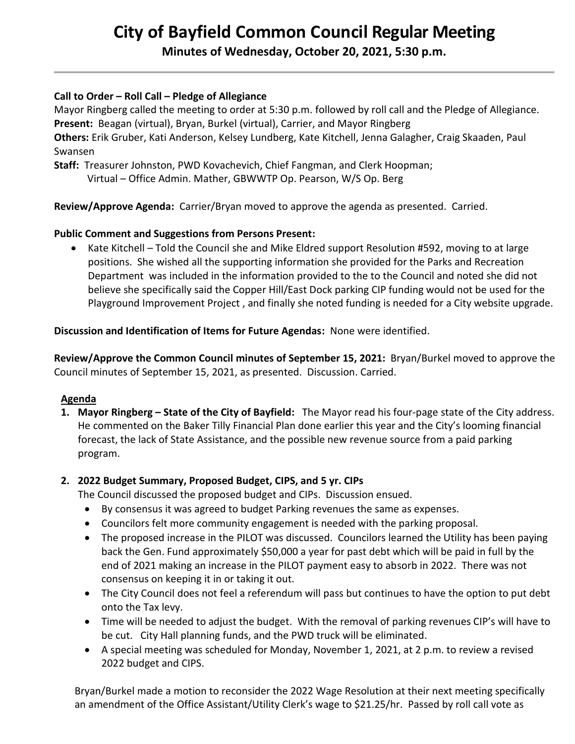# City of Bayfield Common Council Regular Meeting

**Minutes of Wednesday, October 20, 2021, 5:30 p.m.**

---

**Call to Order – Roll Call – Pledge of Allegiance**

Mayor Ringberg called the meeting to order at 5:30 p.m. followed by roll call and the Pledge of Allegiance.

**Present:** Beagan (virtual), Bryan, Burkel (virtual), Carrier, and Mayor Ringberg

**Others:** Erik Gruber, Kati Anderson, Kelsey Lundberg, Kate Kitchell, Jenna Galagher, Craig Skaaden, Paul Swansen

**Staff:** Treasurer Johnston, PWD Kovachevich, Chief Fangman, and Clerk Hoopman;
Virtual – Office Admin. Mather, GBWWTP Op. Pearson, W/S Op. Berg

**Review/Approve Agenda:** Carrier/Bryan moved to approve the agenda as presented. Carried.

**Public Comment and Suggestions from Persons Present:**

- Kate Kitchell – Told the Council she and Mike Eldred support Resolution #592, moving to at large positions. She wished all the supporting information she provided for the Parks and Recreation Department was included in the information provided to the to the Council and noted she did not believe she specifically said the Copper Hill/East Dock parking CIP funding would not be used for the Playground Improvement Project , and finally she noted funding is needed for a City website upgrade.

**Discussion and Identification of Items for Future Agendas:** None were identified.

**Review/Approve the Common Council minutes of September 15, 2021:** Bryan/Burkel moved to approve the Council minutes of September 15, 2021, as presented. Discussion. Carried.

**Agenda**

1. **Mayor Ringberg – State of the City of Bayfield:** The Mayor read his four-page state of the City address. He commented on the Baker Tilly Financial Plan done earlier this year and the City's looming financial forecast, the lack of State Assistance, and the possible new revenue source from a paid parking program.

2. **2022 Budget Summary, Proposed Budget, CIPS, and 5 yr. CIPs**

   The Council discussed the proposed budget and CIPs. Discussion ensued.

   - By consensus it was agreed to budget Parking revenues the same as expenses.
   - Councilors felt more community engagement is needed with the parking proposal.
   - The proposed increase in the PILOT was discussed. Councilors learned the Utility has been paying back the Gen. Fund approximately $50,000 a year for past debt which will be paid in full by the end of 2021 making an increase in the PILOT payment easy to absorb in 2022. There was not consensus on keeping it in or taking it out.
   - The City Council does not feel a referendum will pass but continues to have the option to put debt onto the Tax levy.
   - Time will be needed to adjust the budget. With the removal of parking revenues CIP's will have to be cut. City Hall planning funds, and the PWD truck will be eliminated.
   - A special meeting was scheduled for Monday, November 1, 2021, at 2 p.m. to review a revised 2022 budget and CIPS.

   Bryan/Burkel made a motion to reconsider the 2022 Wage Resolution at their next meeting specifically an amendment of the Office Assistant/Utility Clerk's wage to $21.25/hr. Passed by roll call vote as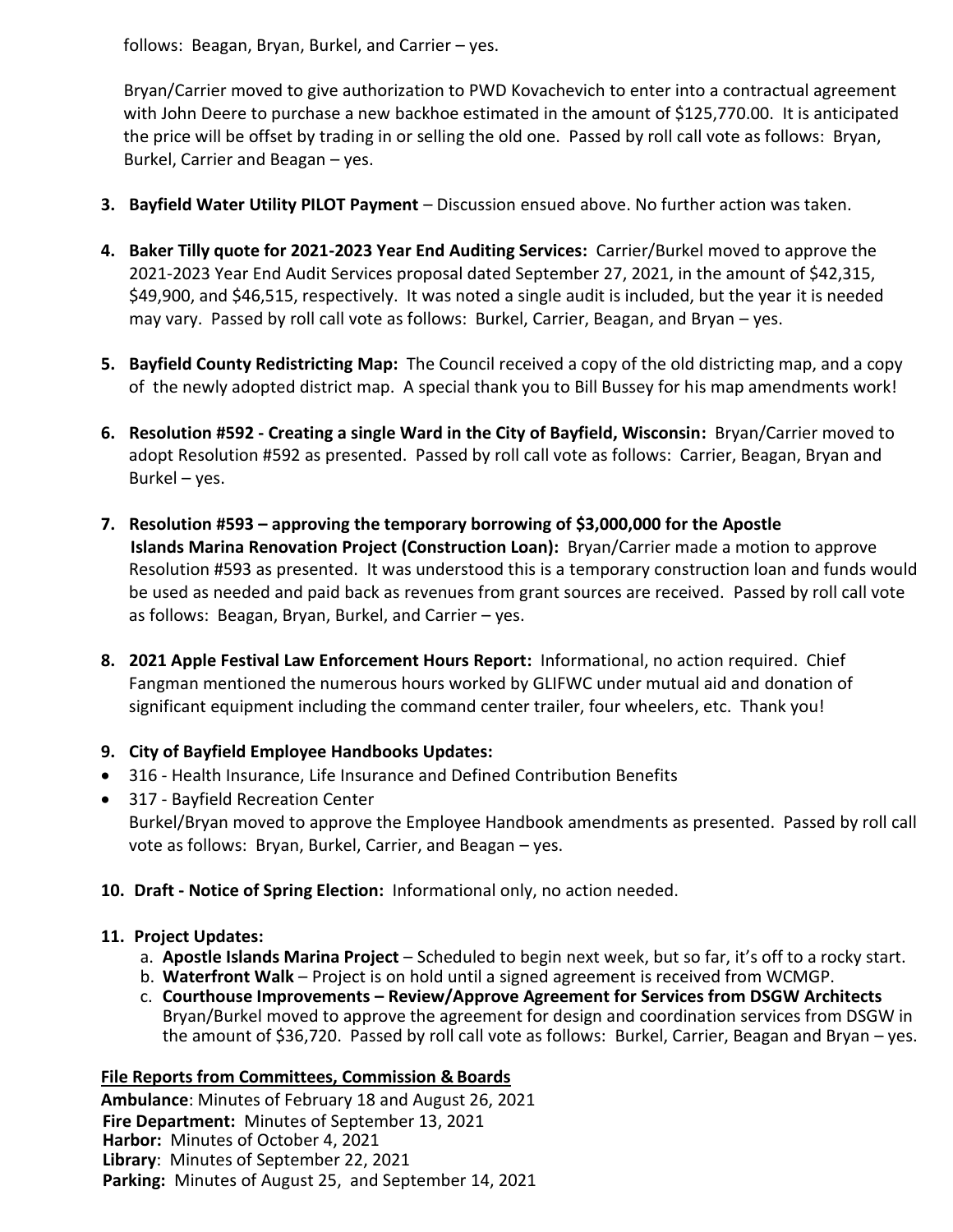follows: Beagan, Bryan, Burkel, and Carrier – yes.

Bryan/Carrier moved to give authorization to PWD Kovachevich to enter into a contractual agreement with John Deere to purchase a new backhoe estimated in the amount of $125,770.00. It is anticipated the price will be offset by trading in or selling the old one. Passed by roll call vote as follows: Bryan, Burkel, Carrier and Beagan – yes.

3. **Bayfield Water Utility PILOT Payment** – Discussion ensued above. No further action was taken.

4. **Baker Tilly quote for 2021-2023 Year End Auditing Services:** Carrier/Burkel moved to approve the 2021-2023 Year End Audit Services proposal dated September 27, 2021, in the amount of $42,315, $49,900, and $46,515, respectively. It was noted a single audit is included, but the year it is needed may vary. Passed by roll call vote as follows: Burkel, Carrier, Beagan, and Bryan – yes.

5. **Bayfield County Redistricting Map:** The Council received a copy of the old districting map, and a copy of the newly adopted district map. A special thank you to Bill Bussey for his map amendments work!

6. **Resolution #592 - Creating a single Ward in the City of Bayfield, Wisconsin:** Bryan/Carrier moved to adopt Resolution #592 as presented. Passed by roll call vote as follows: Carrier, Beagan, Bryan and Burkel – yes.

7. **Resolution #593 – approving the temporary borrowing of $3,000,000 for the Apostle Islands Marina Renovation Project (Construction Loan):** Bryan/Carrier made a motion to approve Resolution #593 as presented. It was understood this is a temporary construction loan and funds would be used as needed and paid back as revenues from grant sources are received. Passed by roll call vote as follows: Beagan, Bryan, Burkel, and Carrier – yes.

8. **2021 Apple Festival Law Enforcement Hours Report:** Informational, no action required. Chief Fangman mentioned the numerous hours worked by GLIFWC under mutual aid and donation of significant equipment including the command center trailer, four wheelers, etc. Thank you!

9. **City of Bayfield Employee Handbooks Updates:**

- 316 - Health Insurance, Life Insurance and Defined Contribution Benefits
- 317 - Bayfield Recreation Center

Burkel/Bryan moved to approve the Employee Handbook amendments as presented. Passed by roll call vote as follows: Bryan, Burkel, Carrier, and Beagan – yes.

10. **Draft - Notice of Spring Election:** Informational only, no action needed.

11. **Project Updates:**
    a. **Apostle Islands Marina Project** – Scheduled to begin next week, but so far, it's off to a rocky start.
    b. **Waterfront Walk** – Project is on hold until a signed agreement is received from WCMGP.
    c. **Courthouse Improvements – Review/Approve Agreement for Services from DSGW Architects** Bryan/Burkel moved to approve the agreement for design and coordination services from DSGW in the amount of $36,720. Passed by roll call vote as follows: Burkel, Carrier, Beagan and Bryan – yes.

**<u>File Reports from Committees, Commission & Boards</u>**

**Ambulance**: Minutes of February 18 and August 26, 2021
**Fire Department:** Minutes of September 13, 2021
**Harbor:** Minutes of October 4, 2021
**Library**: Minutes of September 22, 2021
**Parking:** Minutes of August 25, and September 14, 2021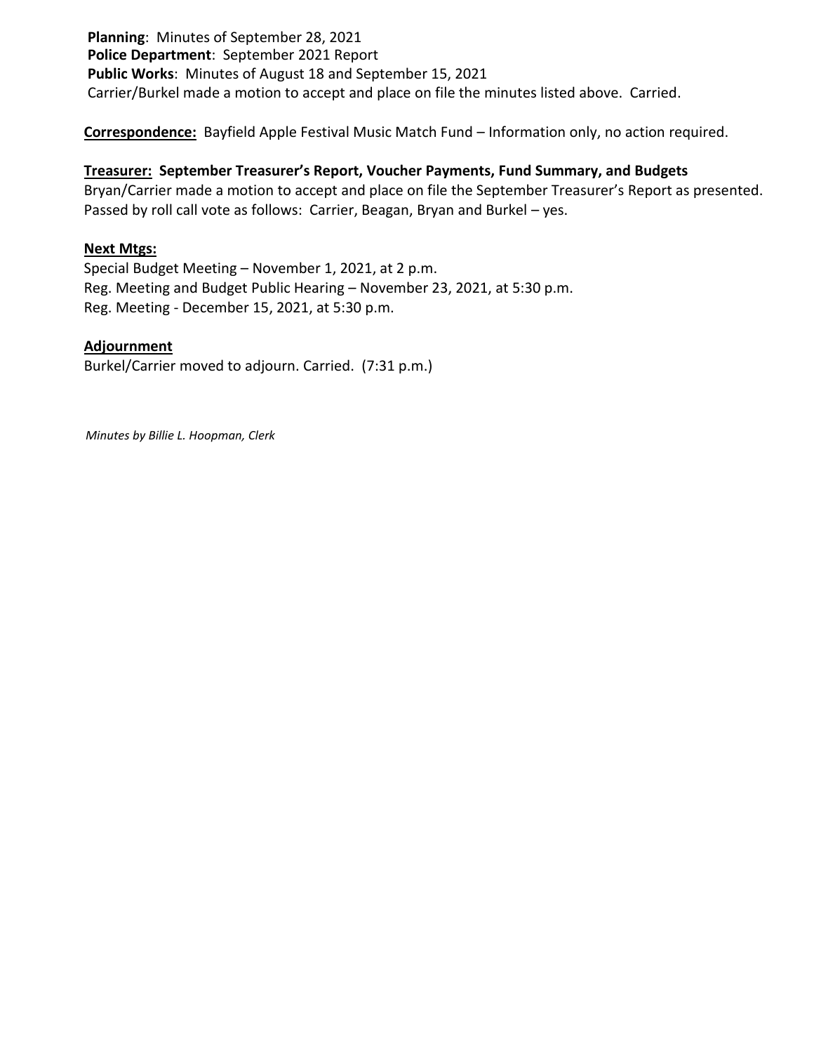**Planning**: Minutes of September 28, 2021
**Police Department**: September 2021 Report
**Public Works**: Minutes of August 18 and September 15, 2021
Carrier/Burkel made a motion to accept and place on file the minutes listed above. Carried.

**Correspondence:** Bayfield Apple Festival Music Match Fund – Information only, no action required.

**Treasurer: September Treasurer's Report, Voucher Payments, Fund Summary, and Budgets**
Bryan/Carrier made a motion to accept and place on file the September Treasurer's Report as presented. Passed by roll call vote as follows: Carrier, Beagan, Bryan and Burkel – yes.

**Next Mtgs:**
Special Budget Meeting – November 1, 2021, at 2 p.m.
Reg. Meeting and Budget Public Hearing – November 23, 2021, at 5:30 p.m.
Reg. Meeting - December 15, 2021, at 5:30 p.m.

**Adjournment**
Burkel/Carrier moved to adjourn. Carried. (7:31 p.m.)

*Minutes by Billie L. Hoopman, Clerk*